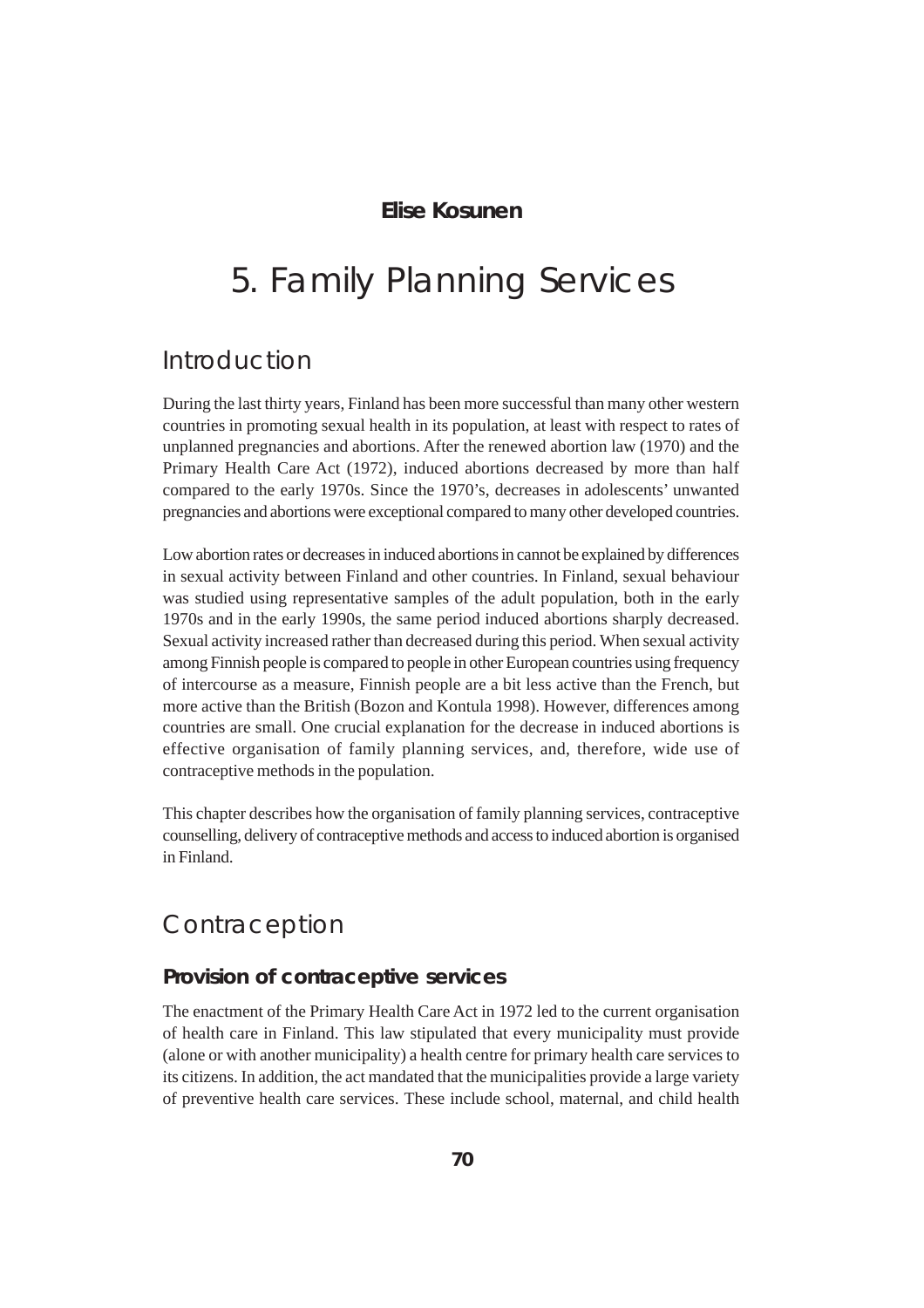**Elise Kosunen**

# 5. Family Planning Services

## Introduction

During the last thirty years, Finland has been more successful than many other western countries in promoting sexual health in its population, at least with respect to rates of unplanned pregnancies and abortions. After the renewed abortion law (1970) and the Primary Health Care Act (1972), induced abortions decreased by more than half compared to the early 1970s. Since the 1970's, decreases in adolescents' unwanted pregnancies and abortions were exceptional compared to many other developed countries.

Low abortion rates or decreases in induced abortions in cannot be explained by differences in sexual activity between Finland and other countries. In Finland, sexual behaviour was studied using representative samples of the adult population, both in the early 1970s and in the early 1990s, the same period induced abortions sharply decreased. Sexual activity increased rather than decreased during this period. When sexual activity among Finnish people is compared to people in other European countries using frequency of intercourse as a measure, Finnish people are a bit less active than the French, but more active than the British (Bozon and Kontula 1998). However, differences among countries are small. One crucial explanation for the decrease in induced abortions is effective organisation of family planning services, and, therefore, wide use of contraceptive methods in the population.

This chapter describes how the organisation of family planning services, contraceptive counselling, delivery of contraceptive methods and access to induced abortion is organised in Finland.

## Contraception

### Provision of contraceptive services

The enactment of the Primary Health Care Act in 1972 led to the current organisation of health care in Finland. This law stipulated that every municipality must provide (alone or with another municipality) a health centre for primary health care services to its citizens. In addition, the act mandated that the municipalities provide a large variety of preventive health care services. These include school, maternal, and child health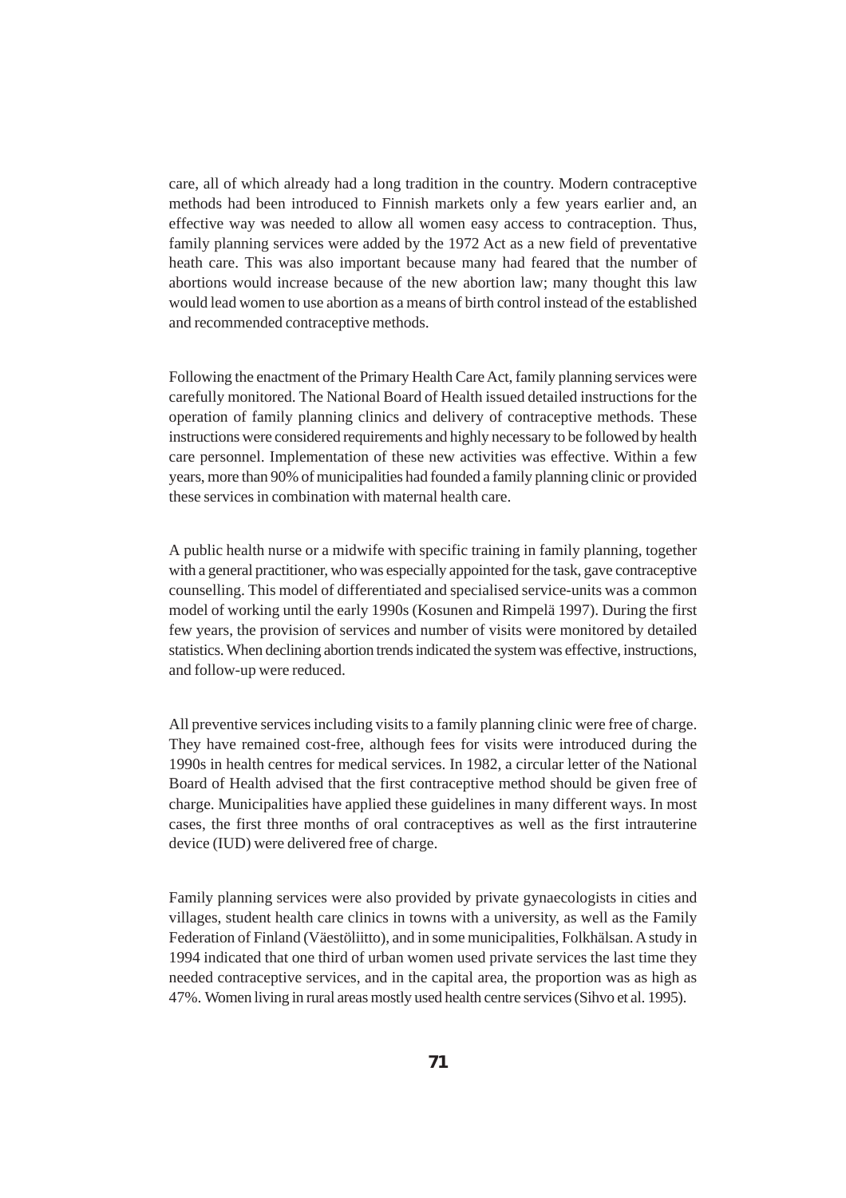care, all of which already had a long tradition in the country. Modern contraceptive methods had been introduced to Finnish markets only a few years earlier and, an effective way was needed to allow all women easy access to contraception. Thus, family planning services were added by the 1972 Act as a new field of preventative heath care. This was also important because many had feared that the number of abortions would increase because of the new abortion law; many thought this law would lead women to use abortion as a means of birth control instead of the established and recommended contraceptive methods.

Following the enactment of the Primary Health Care Act, family planning services were carefully monitored. The National Board of Health issued detailed instructions for the operation of family planning clinics and delivery of contraceptive methods. These instructions were considered requirements and highly necessary to be followed by health care personnel. Implementation of these new activities was effective. Within a few years, more than 90% of municipalities had founded a family planning clinic or provided these services in combination with maternal health care.

A public health nurse or a midwife with specific training in family planning, together with a general practitioner, who was especially appointed for the task, gave contraceptive counselling. This model of differentiated and specialised service-units was a common model of working until the early 1990s (Kosunen and Rimpelä 1997). During the first few years, the provision of services and number of visits were monitored by detailed statistics. When declining abortion trends indicated the system was effective, instructions, and follow-up were reduced.

All preventive services including visits to a family planning clinic were free of charge. They have remained cost-free, although fees for visits were introduced during the 1990s in health centres for medical services. In 1982, a circular letter of the National Board of Health advised that the first contraceptive method should be given free of charge. Municipalities have applied these guidelines in many different ways. In most cases, the first three months of oral contraceptives as well as the first intrauterine device (IUD) were delivered free of charge.

Family planning services were also provided by private gynaecologists in cities and villages, student health care clinics in towns with a university, as well as the Family Federation of Finland (Väestöliitto), and in some municipalities, Folkhälsan. A study in 1994 indicated that one third of urban women used private services the last time they needed contraceptive services, and in the capital area, the proportion was as high as 47%. Women living in rural areas mostly used health centre services (Sihvo et al. 1995).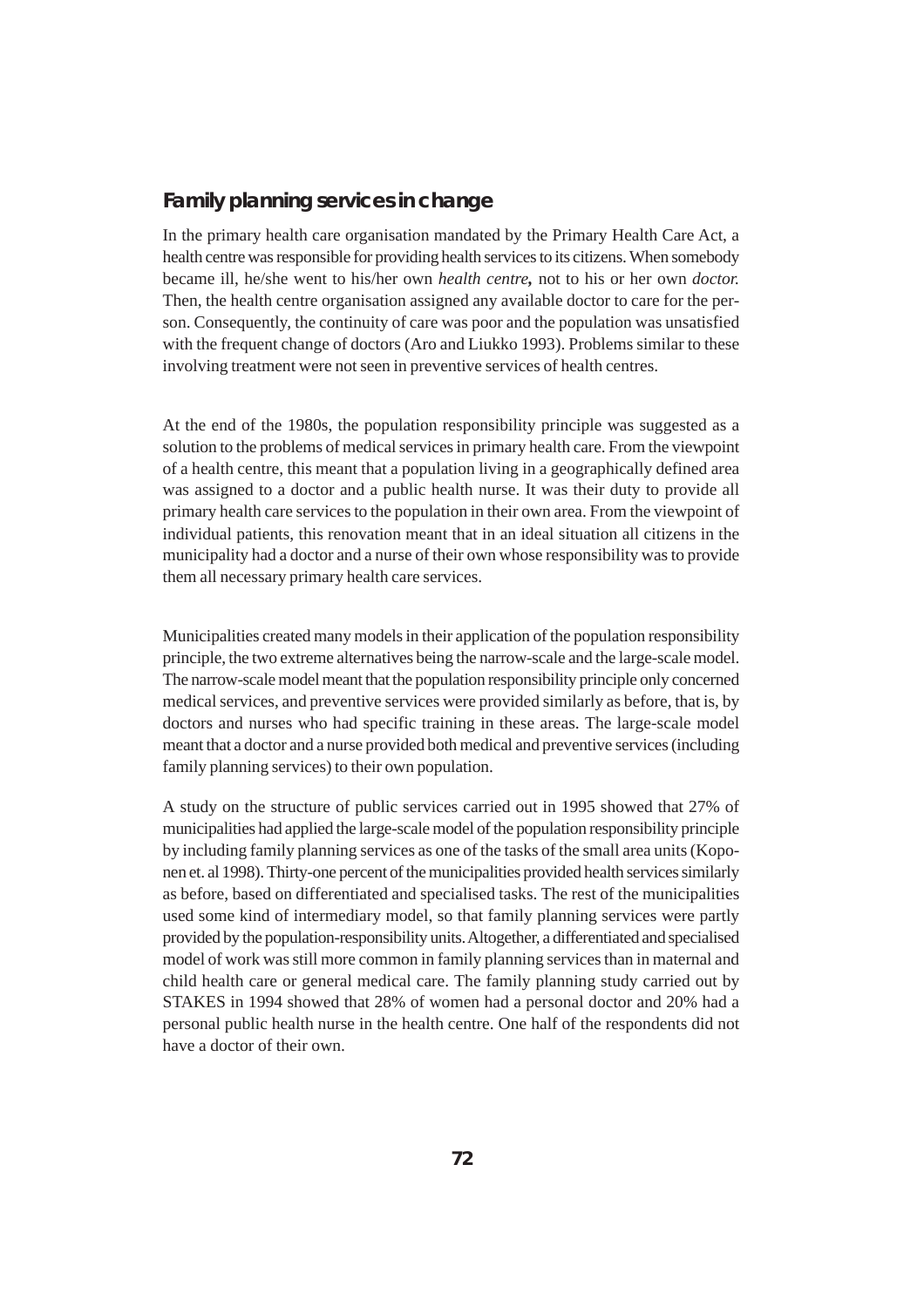## Family planning services in change

In the primary health care organisation mandated by the Primary Health Care Act, a health centre was responsible for providing health services to its citizens. When somebody became ill, he/she went to his/her own *health centre***,** not to his or her own *doctor.* Then, the health centre organisation assigned any available doctor to care for the person. Consequently, the continuity of care was poor and the population was unsatisfied with the frequent change of doctors (Aro and Liukko 1993). Problems similar to these involving treatment were not seen in preventive services of health centres.

At the end of the 1980s, the population responsibility principle was suggested as a solution to the problems of medical services in primary health care. From the viewpoint of a health centre, this meant that a population living in a geographically defined area was assigned to a doctor and a public health nurse. It was their duty to provide all primary health care services to the population in their own area. From the viewpoint of individual patients, this renovation meant that in an ideal situation all citizens in the municipality had a doctor and a nurse of their own whose responsibility was to provide them all necessary primary health care services.

Municipalities created many models in their application of the population responsibility principle, the two extreme alternatives being the narrow-scale and the large-scale model. The narrow-scale model meant that the population responsibility principle only concerned medical services, and preventive services were provided similarly as before, that is, by doctors and nurses who had specific training in these areas. The large-scale model meant that a doctor and a nurse provided both medical and preventive services (including family planning services) to their own population.

A study on the structure of public services carried out in 1995 showed that 27% of municipalities had applied the large-scale model of the population responsibility principle by including family planning services as one of the tasks of the small area units (Koponen et. al 1998). Thirty-one percent of the municipalities provided health services similarly as before, based on differentiated and specialised tasks. The rest of the municipalities used some kind of intermediary model, so that family planning services were partly provided by the population-responsibility units. Altogether, a differentiated and specialised model of work was still more common in family planning services than in maternal and child health care or general medical care. The family planning study carried out by STAKES in 1994 showed that 28% of women had a personal doctor and 20% had a personal public health nurse in the health centre. One half of the respondents did not have a doctor of their own.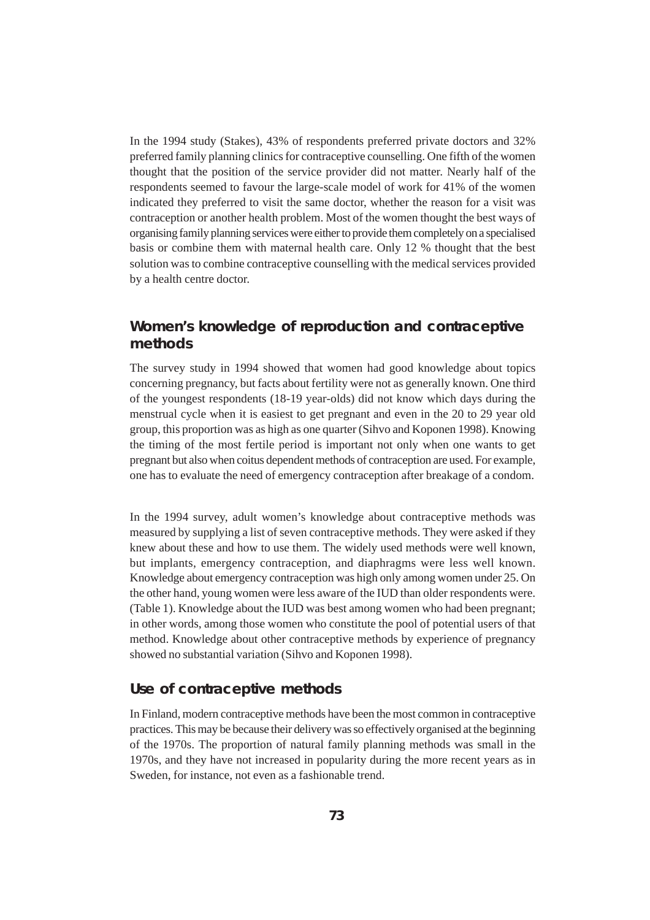In the 1994 study (Stakes), 43% of respondents preferred private doctors and 32% preferred family planning clinics for contraceptive counselling. One fifth of the women thought that the position of the service provider did not matter. Nearly half of the respondents seemed to favour the large-scale model of work for 41% of the women indicated they preferred to visit the same doctor, whether the reason for a visit was contraception or another health problem. Most of the women thought the best ways of organising family planning services were either to provide them completely on a specialised basis or combine them with maternal health care. Only 12 % thought that the best solution was to combine contraceptive counselling with the medical services provided by a health centre doctor.

## Women's knowledge of reproduction and contraceptive methods

The survey study in 1994 showed that women had good knowledge about topics concerning pregnancy, but facts about fertility were not as generally known. One third of the youngest respondents (18-19 year-olds) did not know which days during the menstrual cycle when it is easiest to get pregnant and even in the 20 to 29 year old group, this proportion was as high as one quarter (Sihvo and Koponen 1998). Knowing the timing of the most fertile period is important not only when one wants to get pregnant but also when coitus dependent methods of contraception are used. For example, one has to evaluate the need of emergency contraception after breakage of a condom.

In the 1994 survey, adult women's knowledge about contraceptive methods was measured by supplying a list of seven contraceptive methods. They were asked if they knew about these and how to use them. The widely used methods were well known, but implants, emergency contraception, and diaphragms were less well known. Knowledge about emergency contraception was high only among women under 25. On the other hand, young women were less aware of the IUD than older respondents were. (Table 1). Knowledge about the IUD was best among women who had been pregnant; in other words, among those women who constitute the pool of potential users of that method. Knowledge about other contraceptive methods by experience of pregnancy showed no substantial variation (Sihvo and Koponen 1998).

## Use of contraceptive methods

In Finland, modern contraceptive methods have been the most common in contraceptive practices. This may be because their delivery was so effectively organised at the beginning of the 1970s. The proportion of natural family planning methods was small in the 1970s, and they have not increased in popularity during the more recent years as in Sweden, for instance, not even as a fashionable trend.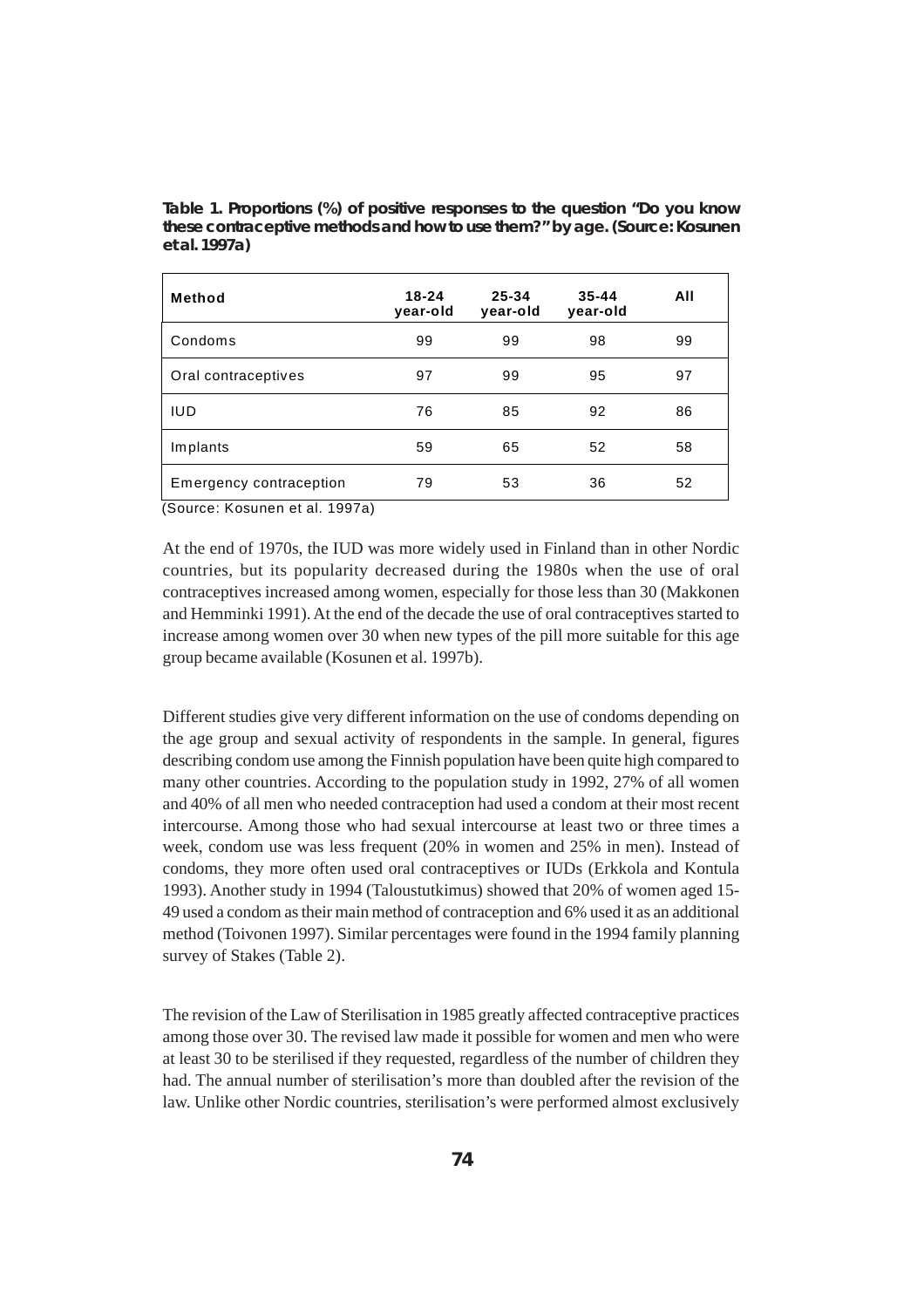**Table 1. Proportions (%) of positive responses to the question "Do you know these contraceptive methods and how to use them?" by age. (Source: Kosunen et al. 1997a)**

| Method | 18-24 year-old | 25-34 year-old | 35-44 year-old | All |
|---|---|---|---|---|
| Condoms | 99 | 99 | 98 | 99 |
| Oral contraceptives | 97 | 99 | 95 | 97 |
| IUD | 76 | 85 | 92 | 86 |
| Implants | 59 | 65 | 52 | 58 |
| Emergency contraception | 79 | 53 | 36 | 52 |

(Source: Kosunen et al. 1997a)

At the end of 1970s, the IUD was more widely used in Finland than in other Nordic countries, but its popularity decreased during the 1980s when the use of oral contraceptives increased among women, especially for those less than 30 (Makkonen and Hemminki 1991). At the end of the decade the use of oral contraceptives started to increase among women over 30 when new types of the pill more suitable for this age group became available (Kosunen et al. 1997b).

Different studies give very different information on the use of condoms depending on the age group and sexual activity of respondents in the sample. In general, figures describing condom use among the Finnish population have been quite high compared to many other countries. According to the population study in 1992, 27% of all women and 40% of all men who needed contraception had used a condom at their most recent intercourse. Among those who had sexual intercourse at least two or three times a week, condom use was less frequent (20% in women and 25% in men). Instead of condoms, they more often used oral contraceptives or IUDs (Erkkola and Kontula 1993). Another study in 1994 (Taloustutkimus) showed that 20% of women aged 15-49 used a condom as their main method of contraception and 6% used it as an additional method (Toivonen 1997). Similar percentages were found in the 1994 family planning survey of Stakes (Table 2).

The revision of the Law of Sterilisation in 1985 greatly affected contraceptive practices among those over 30. The revised law made it possible for women and men who were at least 30 to be sterilised if they requested, regardless of the number of children they had. The annual number of sterilisation's more than doubled after the revision of the law. Unlike other Nordic countries, sterilisation's were performed almost exclusively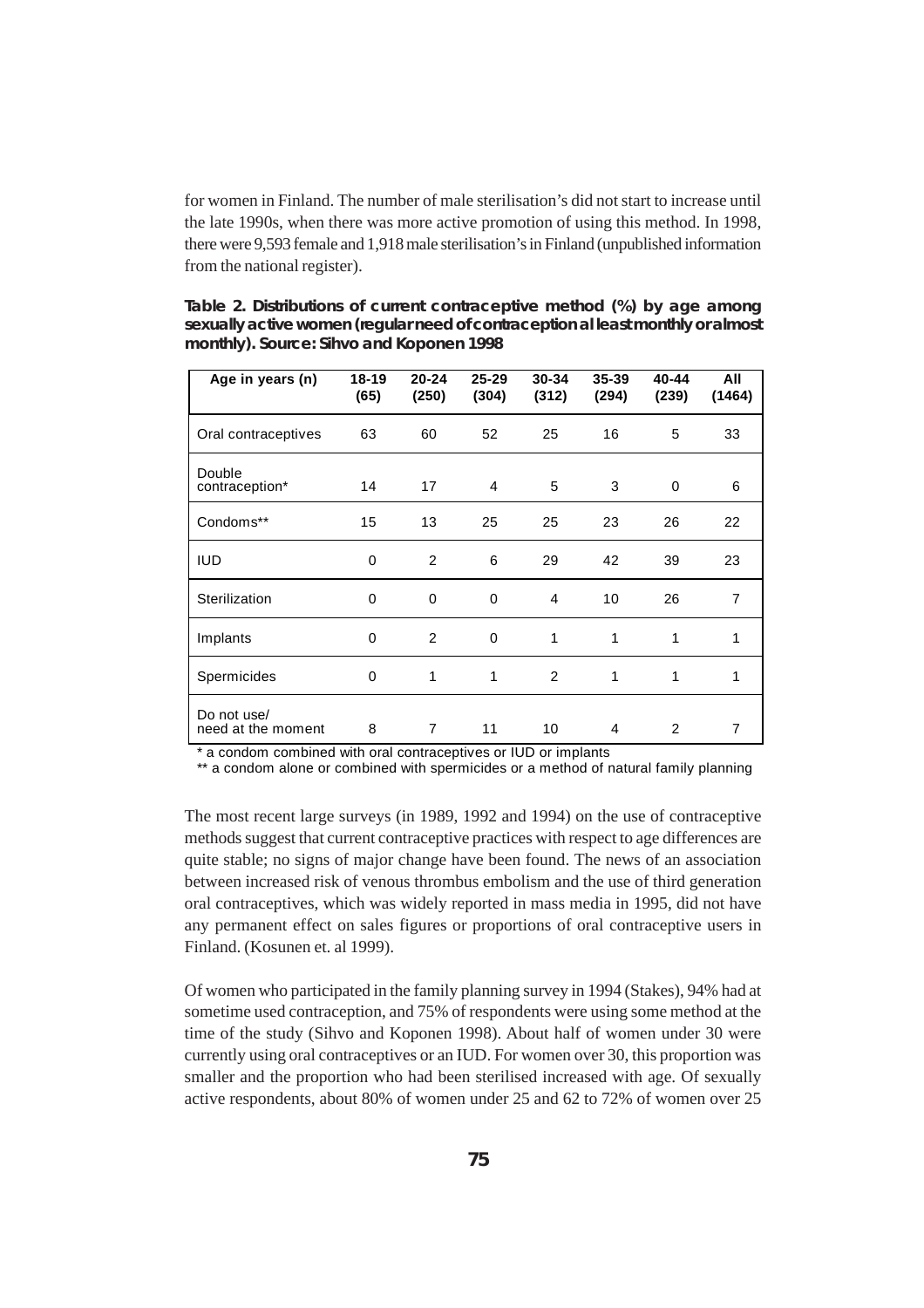for women in Finland. The number of male sterilisation's did not start to increase until the late 1990s, when there was more active promotion of using this method. In 1998, there were 9,593 female and 1,918 male sterilisation's in Finland (unpublished information from the national register).

**Table 2. Distributions of current contraceptive method (%) by age among sexually active women (regular need of contraception at least monthly or almost monthly). Source: Sihvo and Koponen 1998**

| Age in years (n) | 18-19 (65) | 20-24 (250) | 25-29 (304) | 30-34 (312) | 35-39 (294) | 40-44 (239) | All (1464) |
|---|---|---|---|---|---|---|---|
| Oral contraceptives | 63 | 60 | 52 | 25 | 16 | 5 | 33 |
| Double contraception* | 14 | 17 | 4 | 5 | 3 | 0 | 6 |
| Condoms** | 15 | 13 | 25 | 25 | 23 | 26 | 22 |
| IUD | 0 | 2 | 6 | 29 | 42 | 39 | 23 |
| Sterilization | 0 | 0 | 0 | 4 | 10 | 26 | 7 |
| Implants | 0 | 2 | 0 | 1 | 1 | 1 | 1 |
| Spermicides | 0 | 1 | 1 | 2 | 1 | 1 | 1 |
| Do not use/ need at the moment | 8 | 7 | 11 | 10 | 4 | 2 | 7 |

\* a condom combined with oral contraceptives or IUD or implants

\*\* a condom alone or combined with spermicides or a method of natural family planning

The most recent large surveys (in 1989, 1992 and 1994) on the use of contraceptive methods suggest that current contraceptive practices with respect to age differences are quite stable; no signs of major change have been found. The news of an association between increased risk of venous thrombus embolism and the use of third generation oral contraceptives, which was widely reported in mass media in 1995, did not have any permanent effect on sales figures or proportions of oral contraceptive users in Finland. (Kosunen et. al 1999).

Of women who participated in the family planning survey in 1994 (Stakes), 94% had at sometime used contraception, and 75% of respondents were using some method at the time of the study (Sihvo and Koponen 1998). About half of women under 30 were currently using oral contraceptives or an IUD. For women over 30, this proportion was smaller and the proportion who had been sterilised increased with age. Of sexually active respondents, about 80% of women under 25 and 62 to 72% of women over 25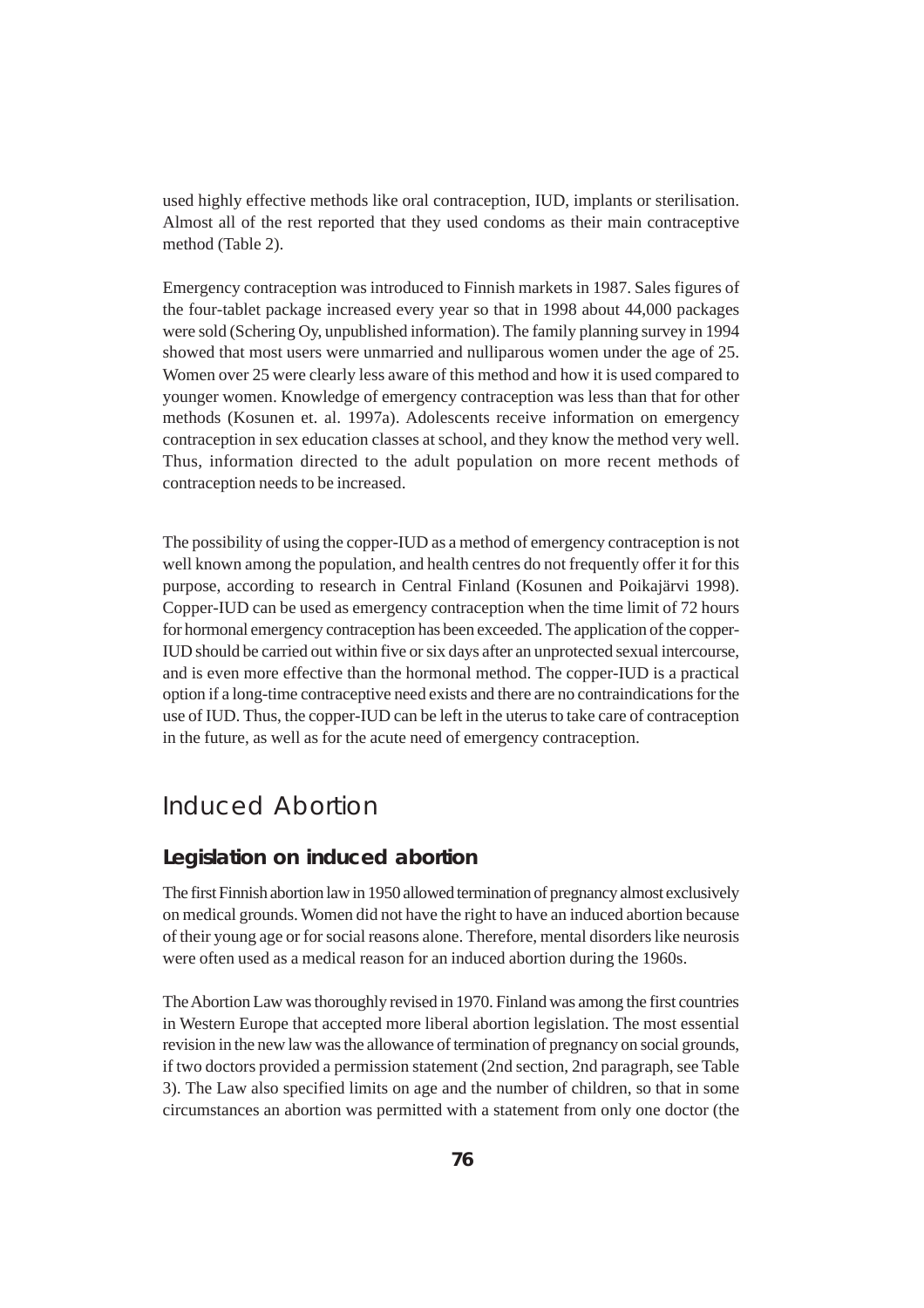used highly effective methods like oral contraception, IUD, implants or sterilisation. Almost all of the rest reported that they used condoms as their main contraceptive method (Table 2).

Emergency contraception was introduced to Finnish markets in 1987. Sales figures of the four-tablet package increased every year so that in 1998 about 44,000 packages were sold (Schering Oy, unpublished information). The family planning survey in 1994 showed that most users were unmarried and nulliparous women under the age of 25. Women over 25 were clearly less aware of this method and how it is used compared to younger women. Knowledge of emergency contraception was less than that for other methods (Kosunen et. al. 1997a). Adolescents receive information on emergency contraception in sex education classes at school, and they know the method very well. Thus, information directed to the adult population on more recent methods of contraception needs to be increased.

The possibility of using the copper-IUD as a method of emergency contraception is not well known among the population, and health centres do not frequently offer it for this purpose, according to research in Central Finland (Kosunen and Poikajärvi 1998). Copper-IUD can be used as emergency contraception when the time limit of 72 hours for hormonal emergency contraception has been exceeded. The application of the copper-IUD should be carried out within five or six days after an unprotected sexual intercourse, and is even more effective than the hormonal method. The copper-IUD is a practical option if a long-time contraceptive need exists and there are no contraindications for the use of IUD. Thus, the copper-IUD can be left in the uterus to take care of contraception in the future, as well as for the acute need of emergency contraception.

## Induced Abortion

### Legislation on induced abortion

The first Finnish abortion law in 1950 allowed termination of pregnancy almost exclusively on medical grounds. Women did not have the right to have an induced abortion because of their young age or for social reasons alone. Therefore, mental disorders like neurosis were often used as a medical reason for an induced abortion during the 1960s.

The Abortion Law was thoroughly revised in 1970. Finland was among the first countries in Western Europe that accepted more liberal abortion legislation. The most essential revision in the new law was the allowance of termination of pregnancy on social grounds, if two doctors provided a permission statement (2nd section, 2nd paragraph, see Table 3). The Law also specified limits on age and the number of children, so that in some circumstances an abortion was permitted with a statement from only one doctor (the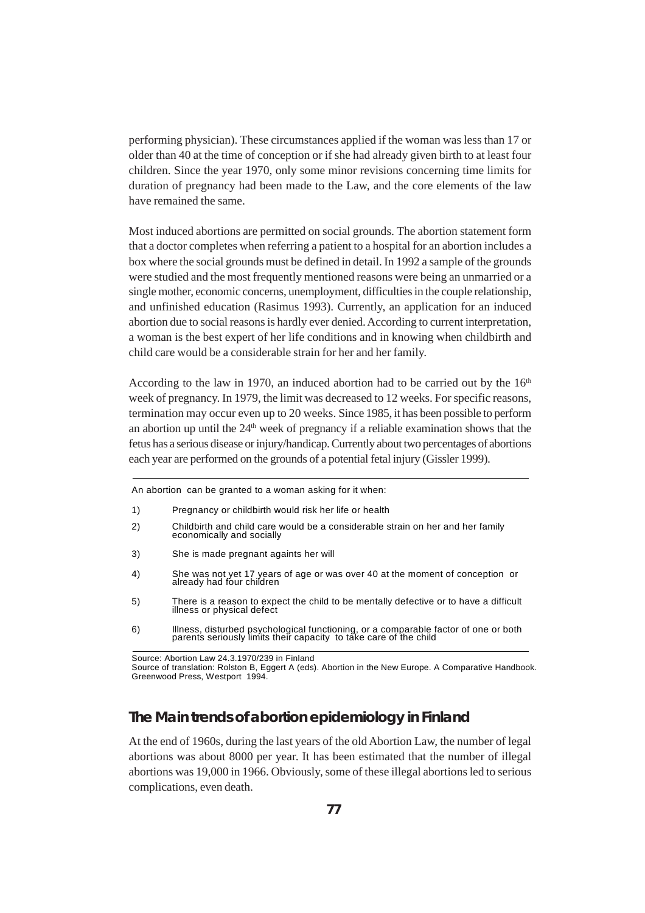performing physician). These circumstances applied if the woman was less than 17 or older than 40 at the time of conception or if she had already given birth to at least four children. Since the year 1970, only some minor revisions concerning time limits for duration of pregnancy had been made to the Law, and the core elements of the law have remained the same.

Most induced abortions are permitted on social grounds. The abortion statement form that a doctor completes when referring a patient to a hospital for an abortion includes a box where the social grounds must be defined in detail. In 1992 a sample of the grounds were studied and the most frequently mentioned reasons were being an unmarried or a single mother, economic concerns, unemployment, difficulties in the couple relationship, and unfinished education (Rasimus 1993). Currently, an application for an induced abortion due to social reasons is hardly ever denied. According to current interpretation, a woman is the best expert of her life conditions and in knowing when childbirth and child care would be a considerable strain for her and her family.

According to the law in 1970, an induced abortion had to be carried out by the 16th week of pregnancy. In 1979, the limit was decreased to 12 weeks. For specific reasons, termination may occur even up to 20 weeks. Since 1985, it has been possible to perform an abortion up until the 24th week of pregnancy if a reliable examination shows that the fetus has a serious disease or injury/handicap. Currently about two percentages of abortions each year are performed on the grounds of a potential fetal injury (Gissler 1999).

---

An abortion can be granted to a woman asking for it when:

1) Pregnancy or childbirth would risk her life or health
2) Childbirth and child care would be a considerable strain on her and her family economically and socially
3) She is made pregnant againts her will
4) She was not yet 17 years of age or was over 40 at the moment of conception or already had four children
5) There is a reason to expect the child to be mentally defective or to have a difficult illness or physical defect
6) Illness, disturbed psychological functioning, or a comparable factor of one or both parents seriously limits their capacity to take care of the child

---

Source: Abortion Law 24.3.1970/239 in Finland
Source of translation: Rolston B, Eggert A (eds). Abortion in the New Europe. A Comparative Handbook. Greenwood Press, Westport 1994.

## The Main trends of abortion epidemiology in Finland

At the end of 1960s, during the last years of the old Abortion Law, the number of legal abortions was about 8000 per year. It has been estimated that the number of illegal abortions was 19,000 in 1966. Obviously, some of these illegal abortions led to serious complications, even death.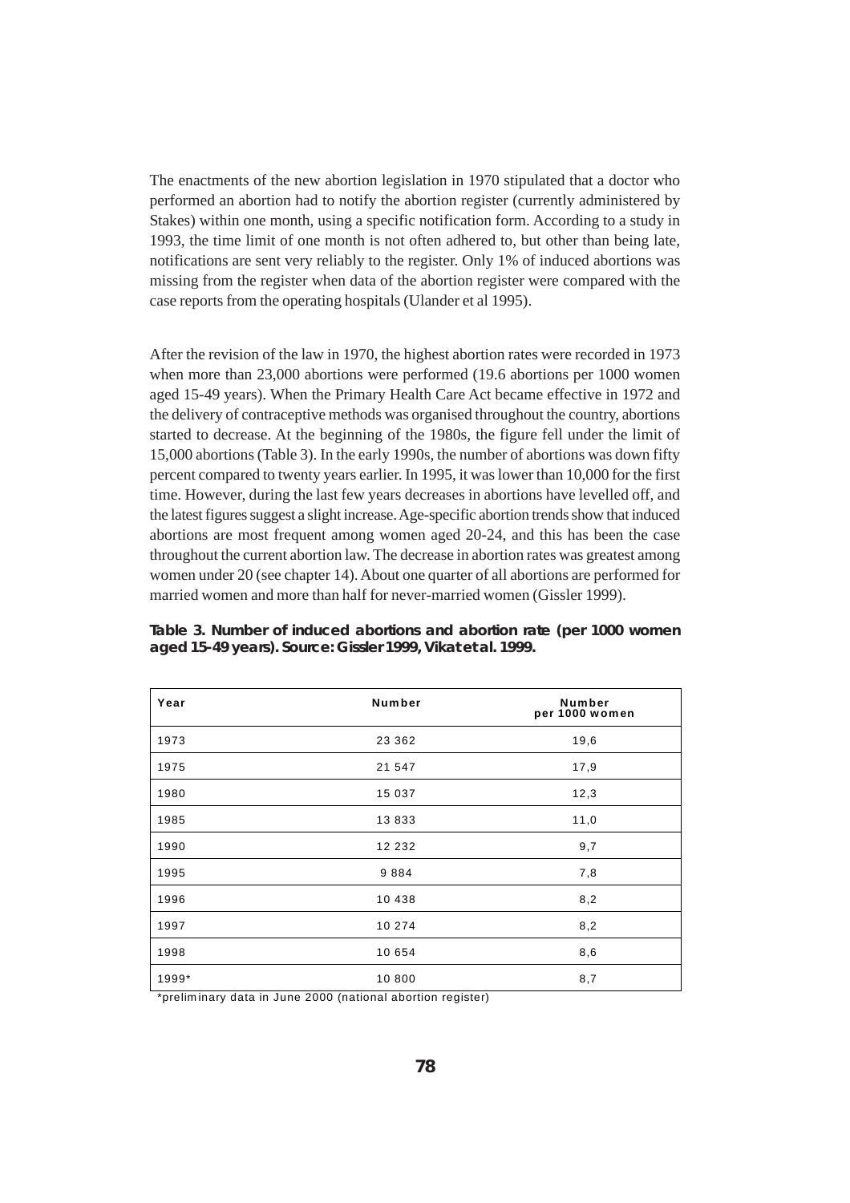The enactments of the new abortion legislation in 1970 stipulated that a doctor who performed an abortion had to notify the abortion register (currently administered by Stakes) within one month, using a specific notification form. According to a study in 1993, the time limit of one month is not often adhered to, but other than being late, notifications are sent very reliably to the register. Only 1% of induced abortions was missing from the register when data of the abortion register were compared with the case reports from the operating hospitals (Ulander et al 1995).

After the revision of the law in 1970, the highest abortion rates were recorded in 1973 when more than 23,000 abortions were performed (19.6 abortions per 1000 women aged 15-49 years). When the Primary Health Care Act became effective in 1972 and the delivery of contraceptive methods was organised throughout the country, abortions started to decrease. At the beginning of the 1980s, the figure fell under the limit of 15,000 abortions (Table 3). In the early 1990s, the number of abortions was down fifty percent compared to twenty years earlier. In 1995, it was lower than 10,000 for the first time. However, during the last few years decreases in abortions have levelled off, and the latest figures suggest a slight increase. Age-specific abortion trends show that induced abortions are most frequent among women aged 20-24, and this has been the case throughout the current abortion law. The decrease in abortion rates was greatest among women under 20 (see chapter 14). About one quarter of all abortions are performed for married women and more than half for never-married women (Gissler 1999).

**Table 3. Number of induced abortions and abortion rate (per 1000 women aged 15-49 years). Source: Gissler 1999, Vikat et al. 1999.**

| Year | Number | Number per 1000 women |
|---|---|---|
| 1973 | 23 362 | 19,6 |
| 1975 | 21 547 | 17,9 |
| 1980 | 15 037 | 12,3 |
| 1985 | 13 833 | 11,0 |
| 1990 | 12 232 | 9,7 |
| 1995 | 9 884 | 7,8 |
| 1996 | 10 438 | 8,2 |
| 1997 | 10 274 | 8,2 |
| 1998 | 10 654 | 8,6 |
| 1999* | 10 800 | 8,7 |

*preliminary data in June 2000 (national abortion register)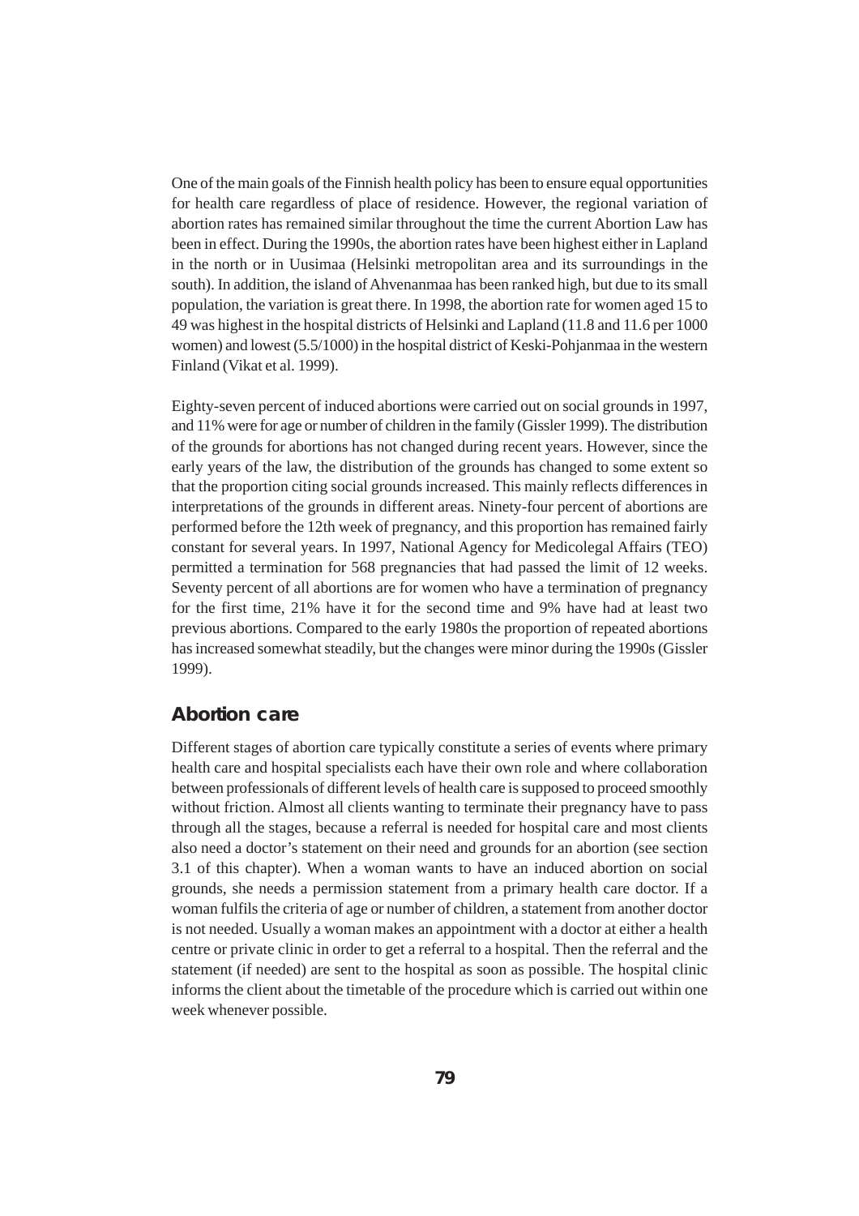One of the main goals of the Finnish health policy has been to ensure equal opportunities for health care regardless of place of residence. However, the regional variation of abortion rates has remained similar throughout the time the current Abortion Law has been in effect. During the 1990s, the abortion rates have been highest either in Lapland in the north or in Uusimaa (Helsinki metropolitan area and its surroundings in the south). In addition, the island of Ahvenanmaa has been ranked high, but due to its small population, the variation is great there. In 1998, the abortion rate for women aged 15 to 49 was highest in the hospital districts of Helsinki and Lapland (11.8 and 11.6 per 1000 women) and lowest (5.5/1000) in the hospital district of Keski-Pohjanmaa in the western Finland (Vikat et al. 1999).

Eighty-seven percent of induced abortions were carried out on social grounds in 1997, and 11% were for age or number of children in the family (Gissler 1999). The distribution of the grounds for abortions has not changed during recent years. However, since the early years of the law, the distribution of the grounds has changed to some extent so that the proportion citing social grounds increased. This mainly reflects differences in interpretations of the grounds in different areas. Ninety-four percent of abortions are performed before the 12th week of pregnancy, and this proportion has remained fairly constant for several years. In 1997, National Agency for Medicolegal Affairs (TEO) permitted a termination for 568 pregnancies that had passed the limit of 12 weeks. Seventy percent of all abortions are for women who have a termination of pregnancy for the first time, 21% have it for the second time and 9% have had at least two previous abortions. Compared to the early 1980s the proportion of repeated abortions has increased somewhat steadily, but the changes were minor during the 1990s (Gissler 1999).

## Abortion care

Different stages of abortion care typically constitute a series of events where primary health care and hospital specialists each have their own role and where collaboration between professionals of different levels of health care is supposed to proceed smoothly without friction. Almost all clients wanting to terminate their pregnancy have to pass through all the stages, because a referral is needed for hospital care and most clients also need a doctor's statement on their need and grounds for an abortion (see section 3.1 of this chapter). When a woman wants to have an induced abortion on social grounds, she needs a permission statement from a primary health care doctor. If a woman fulfils the criteria of age or number of children, a statement from another doctor is not needed. Usually a woman makes an appointment with a doctor at either a health centre or private clinic in order to get a referral to a hospital. Then the referral and the statement (if needed) are sent to the hospital as soon as possible. The hospital clinic informs the client about the timetable of the procedure which is carried out within one week whenever possible.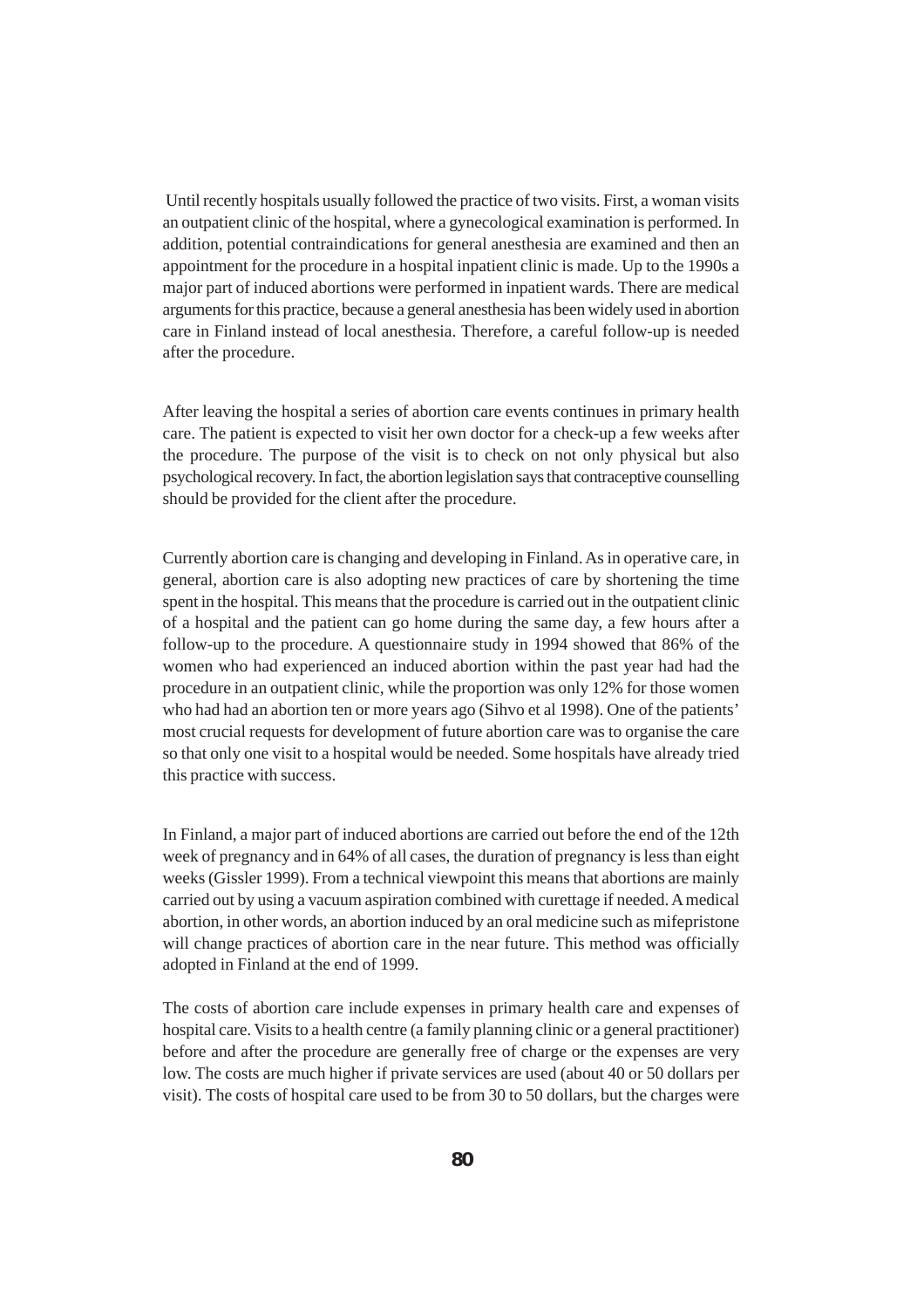Until recently hospitals usually followed the practice of two visits. First, a woman visits an outpatient clinic of the hospital, where a gynecological examination is performed. In addition, potential contraindications for general anesthesia are examined and then an appointment for the procedure in a hospital inpatient clinic is made. Up to the 1990s a major part of induced abortions were performed in inpatient wards. There are medical arguments for this practice, because a general anesthesia has been widely used in abortion care in Finland instead of local anesthesia. Therefore, a careful follow-up is needed after the procedure.

After leaving the hospital a series of abortion care events continues in primary health care. The patient is expected to visit her own doctor for a check-up a few weeks after the procedure. The purpose of the visit is to check on not only physical but also psychological recovery. In fact, the abortion legislation says that contraceptive counselling should be provided for the client after the procedure.

Currently abortion care is changing and developing in Finland. As in operative care, in general, abortion care is also adopting new practices of care by shortening the time spent in the hospital. This means that the procedure is carried out in the outpatient clinic of a hospital and the patient can go home during the same day, a few hours after a follow-up to the procedure. A questionnaire study in 1994 showed that 86% of the women who had experienced an induced abortion within the past year had had the procedure in an outpatient clinic, while the proportion was only 12% for those women who had had an abortion ten or more years ago (Sihvo et al 1998). One of the patients' most crucial requests for development of future abortion care was to organise the care so that only one visit to a hospital would be needed. Some hospitals have already tried this practice with success.

In Finland, a major part of induced abortions are carried out before the end of the 12th week of pregnancy and in 64% of all cases, the duration of pregnancy is less than eight weeks (Gissler 1999). From a technical viewpoint this means that abortions are mainly carried out by using a vacuum aspiration combined with curettage if needed. A medical abortion, in other words, an abortion induced by an oral medicine such as mifepristone will change practices of abortion care in the near future. This method was officially adopted in Finland at the end of 1999.

The costs of abortion care include expenses in primary health care and expenses of hospital care. Visits to a health centre (a family planning clinic or a general practitioner) before and after the procedure are generally free of charge or the expenses are very low. The costs are much higher if private services are used (about 40 or 50 dollars per visit). The costs of hospital care used to be from 30 to 50 dollars, but the charges were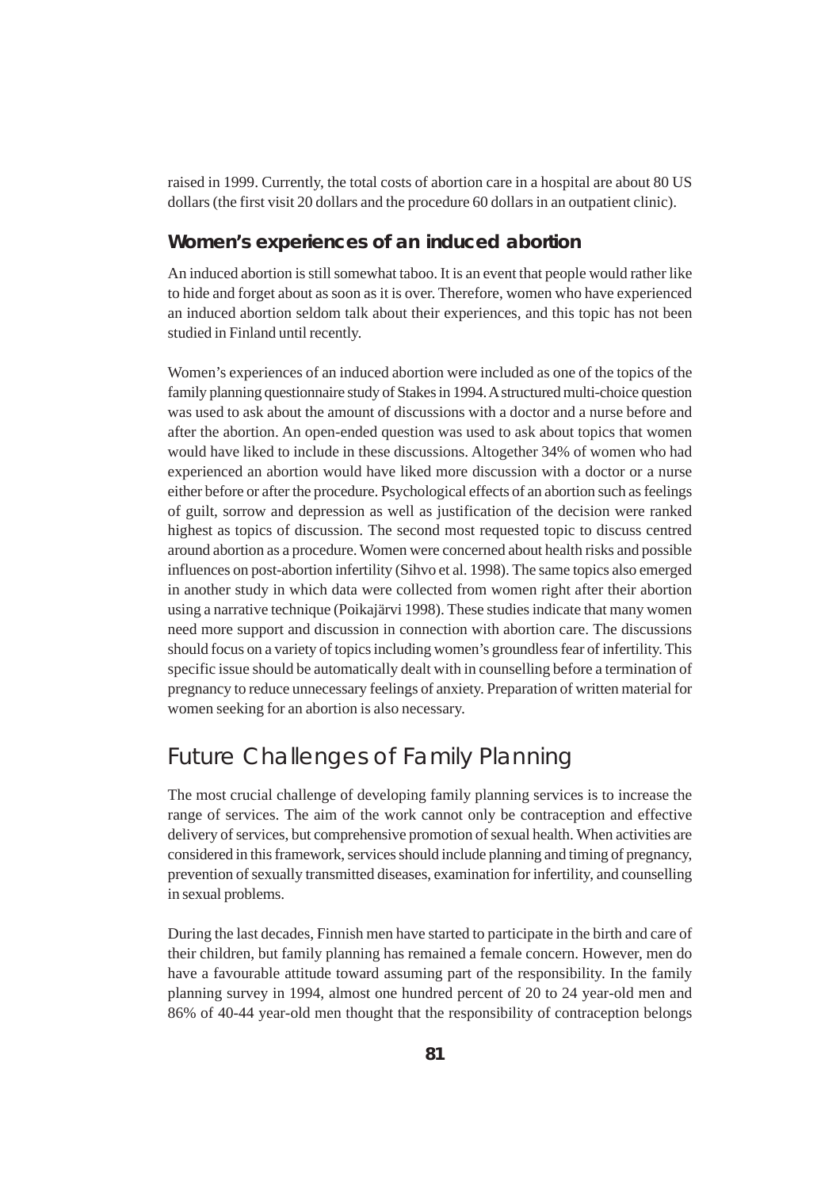raised in 1999. Currently, the total costs of abortion care in a hospital are about 80 US dollars (the first visit 20 dollars and the procedure 60 dollars in an outpatient clinic).

### Women's experiences of an induced abortion

An induced abortion is still somewhat taboo. It is an event that people would rather like to hide and forget about as soon as it is over. Therefore, women who have experienced an induced abortion seldom talk about their experiences, and this topic has not been studied in Finland until recently.

Women's experiences of an induced abortion were included as one of the topics of the family planning questionnaire study of Stakes in 1994. A structured multi-choice question was used to ask about the amount of discussions with a doctor and a nurse before and after the abortion. An open-ended question was used to ask about topics that women would have liked to include in these discussions. Altogether 34% of women who had experienced an abortion would have liked more discussion with a doctor or a nurse either before or after the procedure. Psychological effects of an abortion such as feelings of guilt, sorrow and depression as well as justification of the decision were ranked highest as topics of discussion. The second most requested topic to discuss centred around abortion as a procedure. Women were concerned about health risks and possible influences on post-abortion infertility (Sihvo et al. 1998). The same topics also emerged in another study in which data were collected from women right after their abortion using a narrative technique (Poikajärvi 1998). These studies indicate that many women need more support and discussion in connection with abortion care. The discussions should focus on a variety of topics including women's groundless fear of infertility. This specific issue should be automatically dealt with in counselling before a termination of pregnancy to reduce unnecessary feelings of anxiety. Preparation of written material for women seeking for an abortion is also necessary.

## Future Challenges of Family Planning

The most crucial challenge of developing family planning services is to increase the range of services. The aim of the work cannot only be contraception and effective delivery of services, but comprehensive promotion of sexual health. When activities are considered in this framework, services should include planning and timing of pregnancy, prevention of sexually transmitted diseases, examination for infertility, and counselling in sexual problems.

During the last decades, Finnish men have started to participate in the birth and care of their children, but family planning has remained a female concern. However, men do have a favourable attitude toward assuming part of the responsibility. In the family planning survey in 1994, almost one hundred percent of 20 to 24 year-old men and 86% of 40-44 year-old men thought that the responsibility of contraception belongs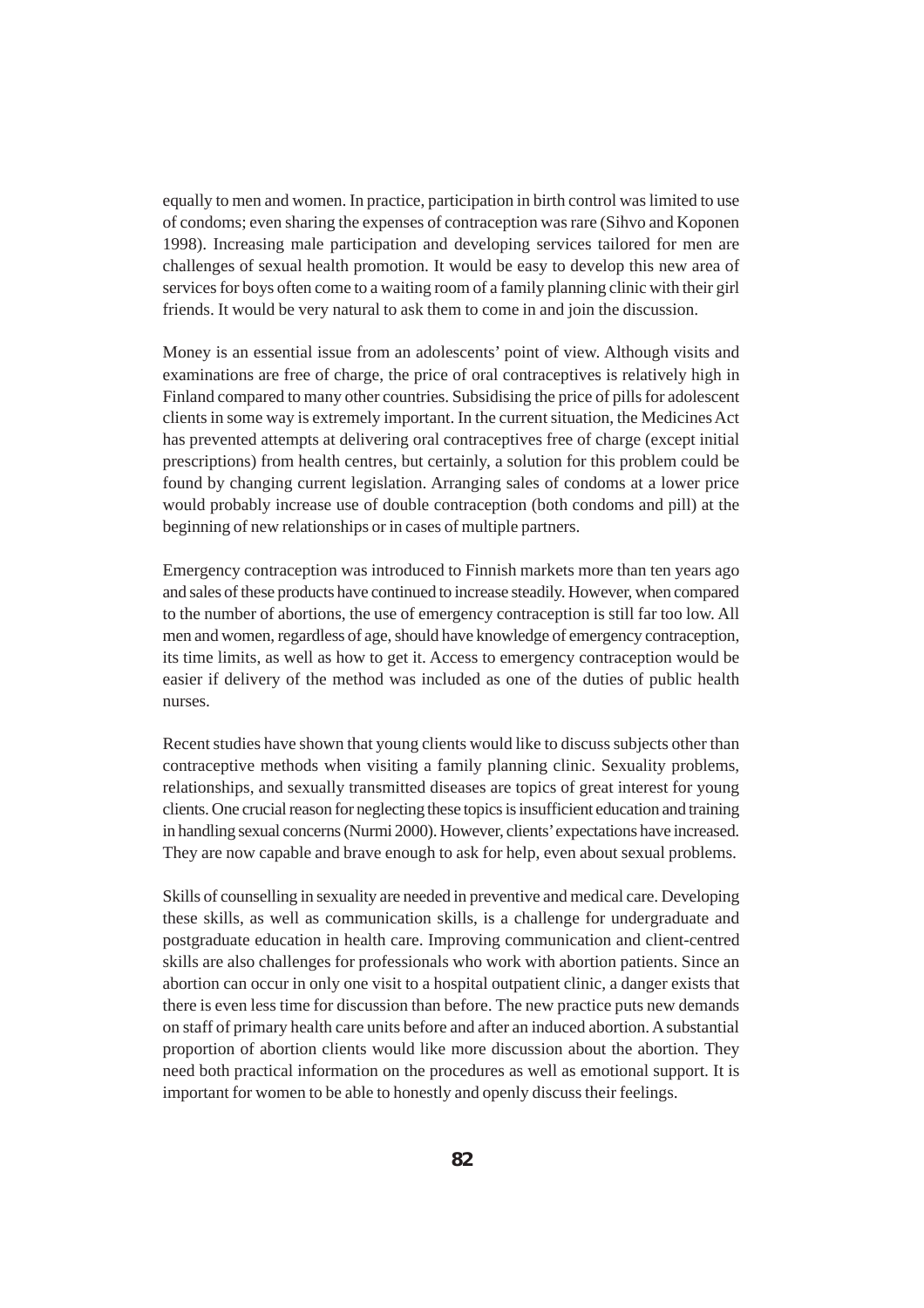equally to men and women. In practice, participation in birth control was limited to use of condoms; even sharing the expenses of contraception was rare (Sihvo and Koponen 1998). Increasing male participation and developing services tailored for men are challenges of sexual health promotion. It would be easy to develop this new area of services for boys often come to a waiting room of a family planning clinic with their girl friends. It would be very natural to ask them to come in and join the discussion.

Money is an essential issue from an adolescents' point of view. Although visits and examinations are free of charge, the price of oral contraceptives is relatively high in Finland compared to many other countries. Subsidising the price of pills for adolescent clients in some way is extremely important. In the current situation, the Medicines Act has prevented attempts at delivering oral contraceptives free of charge (except initial prescriptions) from health centres, but certainly, a solution for this problem could be found by changing current legislation. Arranging sales of condoms at a lower price would probably increase use of double contraception (both condoms and pill) at the beginning of new relationships or in cases of multiple partners.

Emergency contraception was introduced to Finnish markets more than ten years ago and sales of these products have continued to increase steadily. However, when compared to the number of abortions, the use of emergency contraception is still far too low. All men and women, regardless of age, should have knowledge of emergency contraception, its time limits, as well as how to get it. Access to emergency contraception would be easier if delivery of the method was included as one of the duties of public health nurses.

Recent studies have shown that young clients would like to discuss subjects other than contraceptive methods when visiting a family planning clinic. Sexuality problems, relationships, and sexually transmitted diseases are topics of great interest for young clients. One crucial reason for neglecting these topics is insufficient education and training in handling sexual concerns (Nurmi 2000). However, clients' expectations have increased. They are now capable and brave enough to ask for help, even about sexual problems.

Skills of counselling in sexuality are needed in preventive and medical care. Developing these skills, as well as communication skills, is a challenge for undergraduate and postgraduate education in health care. Improving communication and client-centred skills are also challenges for professionals who work with abortion patients. Since an abortion can occur in only one visit to a hospital outpatient clinic, a danger exists that there is even less time for discussion than before. The new practice puts new demands on staff of primary health care units before and after an induced abortion. A substantial proportion of abortion clients would like more discussion about the abortion. They need both practical information on the procedures as well as emotional support. It is important for women to be able to honestly and openly discuss their feelings.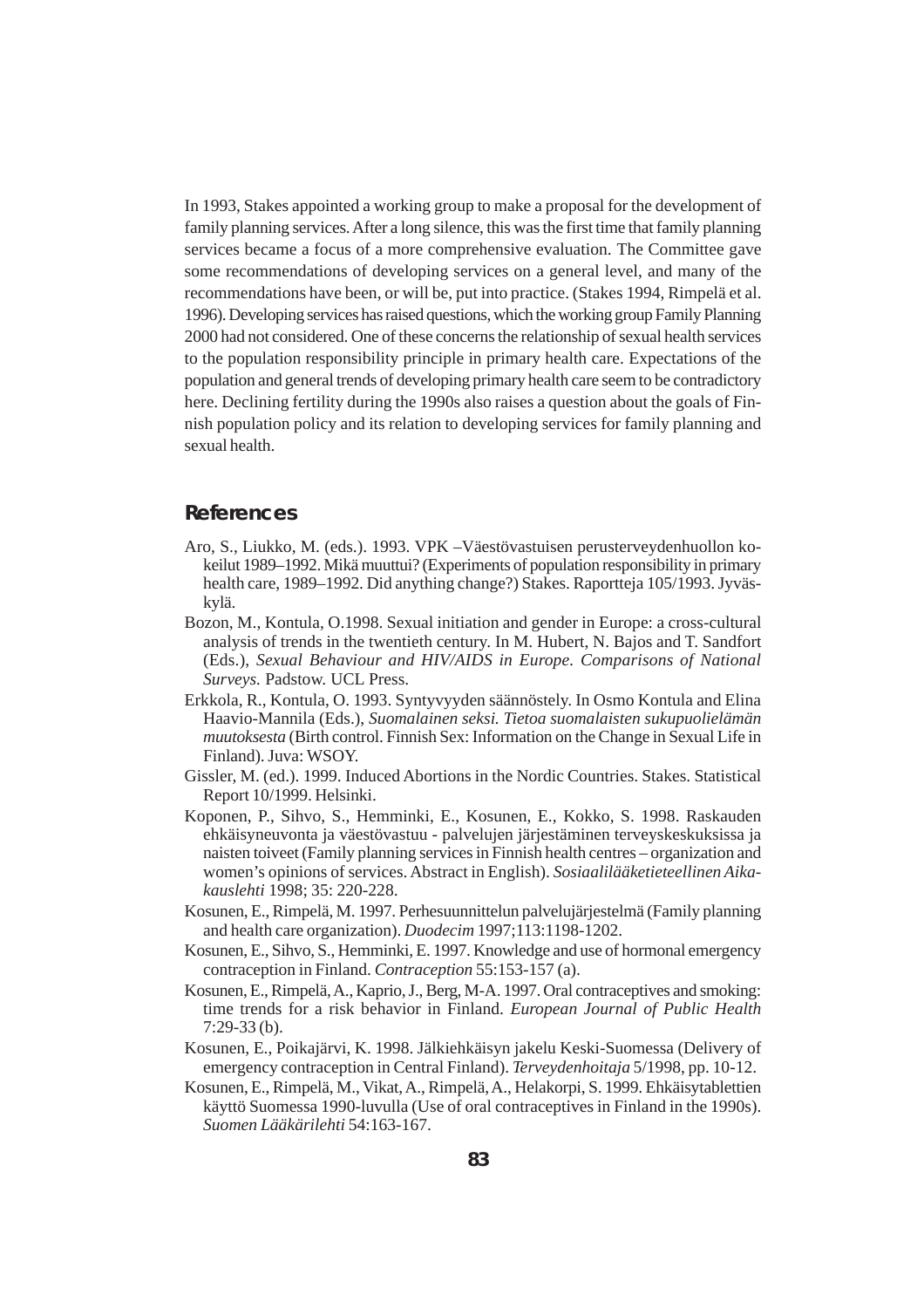In 1993, Stakes appointed a working group to make a proposal for the development of family planning services. After a long silence, this was the first time that family planning services became a focus of a more comprehensive evaluation. The Committee gave some recommendations of developing services on a general level, and many of the recommendations have been, or will be, put into practice. (Stakes 1994, Rimpelä et al. 1996). Developing services has raised questions, which the working group Family Planning 2000 had not considered. One of these concerns the relationship of sexual health services to the population responsibility principle in primary health care. Expectations of the population and general trends of developing primary health care seem to be contradictory here. Declining fertility during the 1990s also raises a question about the goals of Finnish population policy and its relation to developing services for family planning and sexual health.

## References

Aro, S., Liukko, M. (eds.). 1993. VPK –Väestövastuisen perusterveydenhuollon kokeilut 1989–1992. Mikä muuttui? (Experiments of population responsibility in primary health care, 1989–1992. Did anything change?) Stakes. Raportteja 105/1993. Jyväskylä.

Bozon, M., Kontula, O.1998. Sexual initiation and gender in Europe: a cross-cultural analysis of trends in the twentieth century. In M. Hubert, N. Bajos and T. Sandfort (Eds.), *Sexual Behaviour and HIV/AIDS in Europe. Comparisons of National Surveys.* Padstow. UCL Press.

Erkkola, R., Kontula, O. 1993. Syntyvyyden säännöstely. In Osmo Kontula and Elina Haavio-Mannila (Eds.), *Suomalainen seksi. Tietoa suomalaisten sukupuolielämän muutoksesta* (Birth control. Finnish Sex: Information on the Change in Sexual Life in Finland). Juva: WSOY.

Gissler, M. (ed.). 1999. Induced Abortions in the Nordic Countries. Stakes. Statistical Report 10/1999. Helsinki.

Koponen, P., Sihvo, S., Hemminki, E., Kosunen, E., Kokko, S. 1998. Raskauden ehkäisyneuvonta ja väestövastuu - palvelujen järjestäminen terveyskeskuksissa ja naisten toiveet (Family planning services in Finnish health centres – organization and women's opinions of services. Abstract in English). *Sosiaalilääketieteellinen Aikakauslehti* 1998; 35: 220-228.

Kosunen, E., Rimpelä, M. 1997. Perhesuunnittelun palvelujärjestelmä (Family planning and health care organization). *Duodecim* 1997;113:1198-1202.

Kosunen, E., Sihvo, S., Hemminki, E. 1997. Knowledge and use of hormonal emergency contraception in Finland. *Contraception* 55:153-157 (a).

Kosunen, E., Rimpelä, A., Kaprio, J., Berg, M-A. 1997. Oral contraceptives and smoking: time trends for a risk behavior in Finland. *European Journal of Public Health* 7:29-33 (b).

Kosunen, E., Poikajärvi, K. 1998. Jälkiehkäisyn jakelu Keski-Suomessa (Delivery of emergency contraception in Central Finland). *Terveydenhoitaja* 5/1998, pp. 10-12.

Kosunen, E., Rimpelä, M., Vikat, A., Rimpelä, A., Helakorpi, S. 1999. Ehkäisytablettien käyttö Suomessa 1990-luvulla (Use of oral contraceptives in Finland in the 1990s). *Suomen Lääkärilehti* 54:163-167.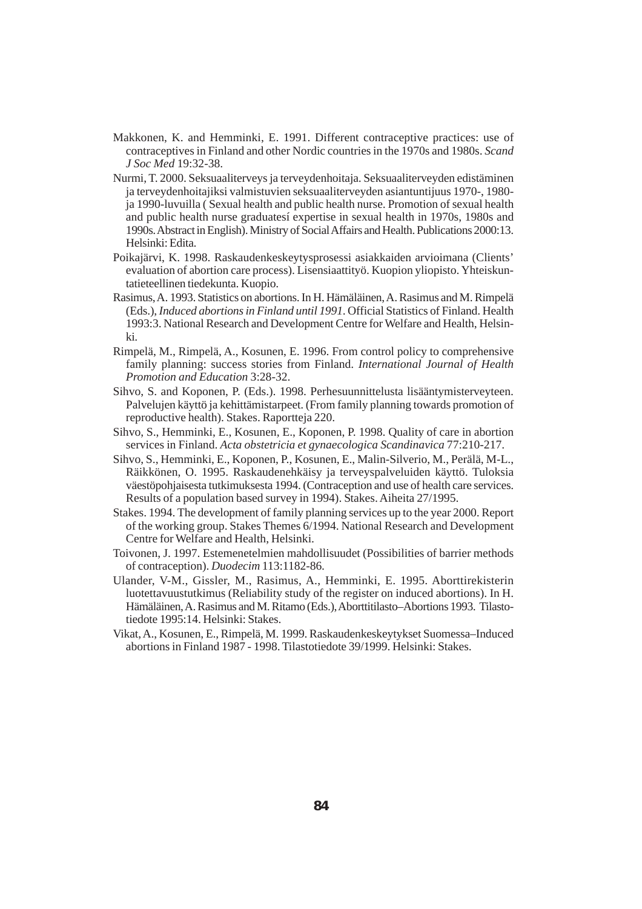Makkonen, K. and Hemminki, E. 1991. Different contraceptive practices: use of contraceptives in Finland and other Nordic countries in the 1970s and 1980s. *Scand J Soc Med* 19:32-38.

Nurmi, T. 2000. Seksuaaliterveys ja terveydenhoitaja. Seksuaaliterveyden edistäminen ja terveydenhoitajiksi valmistuvien seksuaaliterveyden asiantuntijuus 1970-, 1980- ja 1990-luvuilla ( Sexual health and public health nurse. Promotion of sexual health and public health nurse graduatesí expertise in sexual health in 1970s, 1980s and 1990s. Abstract in English). Ministry of Social Affairs and Health. Publications 2000:13. Helsinki: Edita.

Poikajärvi, K. 1998. Raskaudenkeskeytysprosessi asiakkaiden arvioimana (Clients' evaluation of abortion care process). Lisensiaattityö. Kuopion yliopisto. Yhteiskuntatieteellinen tiedekunta. Kuopio.

Rasimus, A. 1993. Statistics on abortions. In H. Hämäläinen, A. Rasimus and M. Rimpelä (Eds.), *Induced abortions in Finland until 1991*. Official Statistics of Finland. Health 1993:3. National Research and Development Centre for Welfare and Health, Helsinki.

Rimpelä, M., Rimpelä, A., Kosunen, E. 1996. From control policy to comprehensive family planning: success stories from Finland. *International Journal of Health Promotion and Education* 3:28-32.

Sihvo, S. and Koponen, P. (Eds.). 1998. Perhesuunnittelusta lisääntymisterveyteen. Palvelujen käyttö ja kehittämistarpeet. (From family planning towards promotion of reproductive health). Stakes. Raportteja 220.

Sihvo, S., Hemminki, E., Kosunen, E., Koponen, P. 1998. Quality of care in abortion services in Finland. *Acta obstetricia et gynaecologica Scandinavica* 77:210-217.

Sihvo, S., Hemminki, E., Koponen, P., Kosunen, E., Malin-Silverio, M., Perälä, M-L., Räikkönen, O. 1995. Raskaudenehkäisy ja terveyspalveluiden käyttö. Tuloksia väestöpohjaisesta tutkimuksesta 1994. (Contraception and use of health care services. Results of a population based survey in 1994). Stakes. Aiheita 27/1995.

Stakes. 1994. The development of family planning services up to the year 2000. Report of the working group. Stakes Themes 6/1994. National Research and Development Centre for Welfare and Health, Helsinki.

Toivonen, J. 1997. Estemenetelmien mahdollisuudet (Possibilities of barrier methods of contraception). *Duodecim* 113:1182-86.

Ulander, V-M., Gissler, M., Rasimus, A., Hemminki, E. 1995. Aborttirekisterin luotettavuustutkimus (Reliability study of the register on induced abortions). In H. Hämäläinen, A. Rasimus and M. Ritamo (Eds.), Aborttitilasto–Abortions 1993. Tilastotiedote 1995:14. Helsinki: Stakes.

Vikat, A., Kosunen, E., Rimpelä, M. 1999. Raskaudenkeskeytykset Suomessa–Induced abortions in Finland 1987 - 1998. Tilastotiedote 39/1999. Helsinki: Stakes.